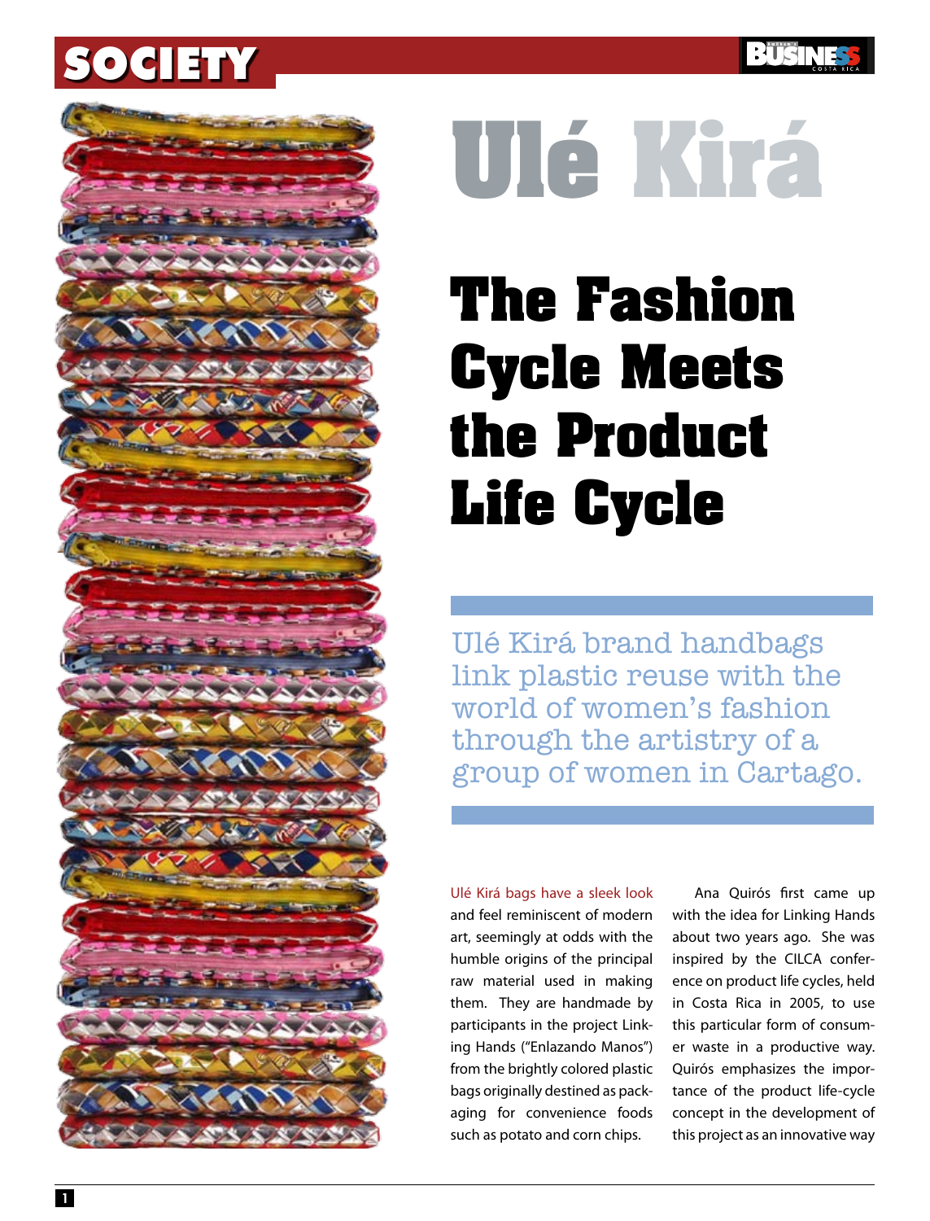# Ulé Kirá

## The Fashion Cycle Meets the Product Life Cycle

Ulé Kirá brand handbags link plastic reuse with the world of women's fashion through the artistry of a group of women in Cartago.

Ulé Kirá bags have a sleek look and feel reminiscent of modern art, seemingly at odds with the humble origins of the principal raw material used in making them. They are handmade by participants in the project Linking Hands ("Enlazando Manos") from the brightly colored plastic bags originally destined as packaging for convenience foods such as potato and corn chips.

Ana Quirós first came up with the idea for Linking Hands about two years ago. She was inspired by the CILCA conference on product life cycles, held in Costa Rica in 2005, to use this particular form of consumer waste in a productive way. Quirós emphasizes the importance of the product life-cycle concept in the development of this project as an innovative way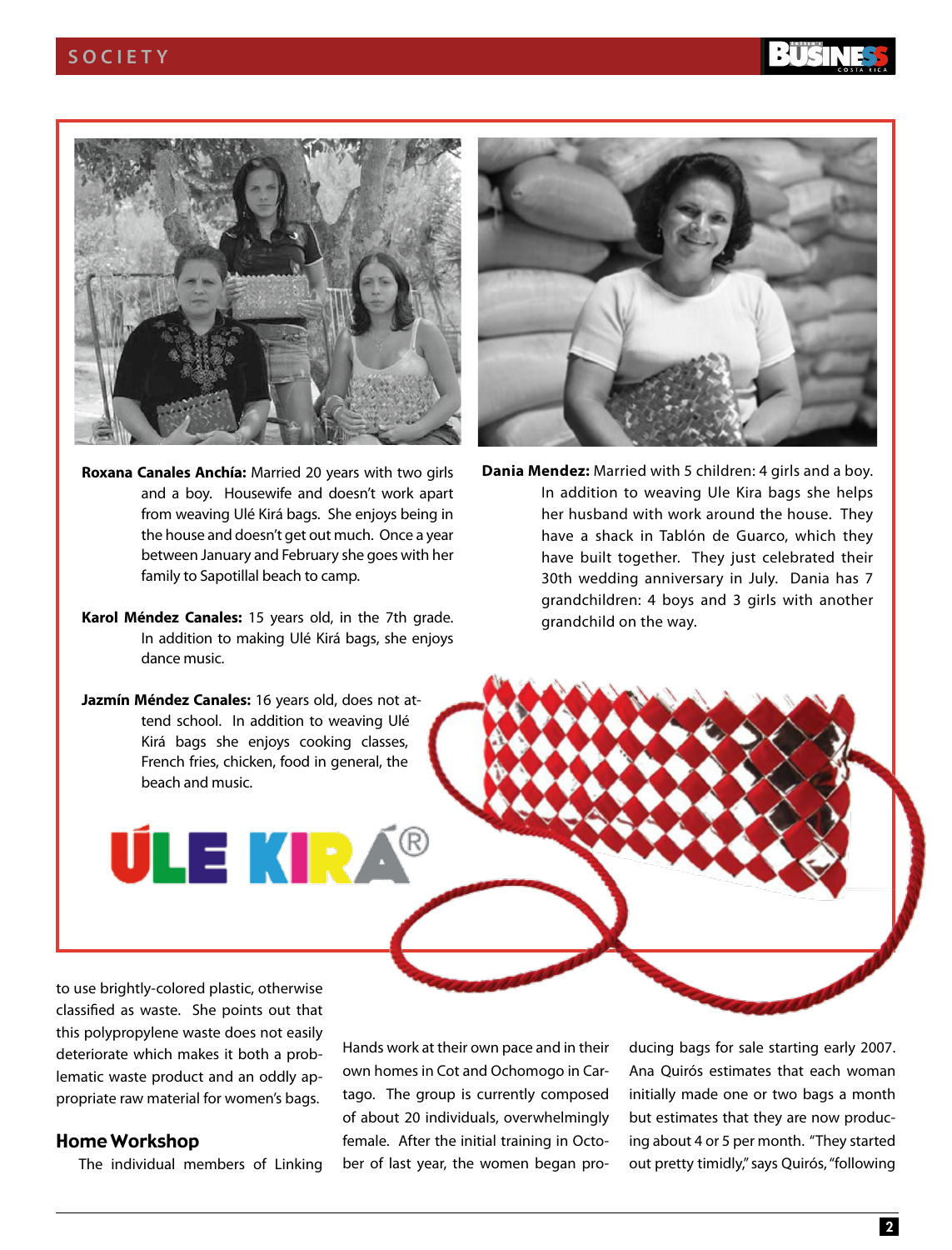**Roxana Canales Anchía:** Married 20 years with two girls and a boy. Housewife and doesn't work apart from weaving Ulé Kirá bags. She enjoys being in the house and doesn't get out much. Once a year between January and February she goes with her family to Sapotillal beach to camp.

**Karol Méndez Canales:** 15 years old, in the 7th grade. In addition to making Ulé Kirá bags, she enjoys dance music.

**Jazmín Méndez Canales:** 16 years old, does not attend school. In addition to weaving Ulé Kirá bags she enjoys cooking classes, French fries, chicken, food in general, the beach and music.

**Dania Mendez:** Married with 5 children: 4 girls and a boy. In addition to weaving Ule Kira bags she helps her husband with work around the house. They have a shack in Tablón de Guarco, which they have built together. They just celebrated their 30th wedding anniversary in July. Dania has 7 grandchildren: 4 boys and 3 girls with another grandchild on the way.

ÚLE KIRÁ®

to use brightly-colored plastic, otherwise classified as waste. She points out that this polypropylene waste does not easily deteriorate which makes it both a problematic waste product and an oddly appropriate raw material for women's bags.

## Home Workshop

The individual members of Linking Hands work at their own pace and in their own homes in Cot and Ochomogo in Cartago. The group is currently composed of about 20 individuals, overwhelmingly female. After the initial training in October of last year, the women began producing bags for sale starting early 2007. Ana Quirós estimates that each woman initially made one or two bags a month but estimates that they are now producing about 4 or 5 per month. "They started out pretty timidly," says Quirós, "following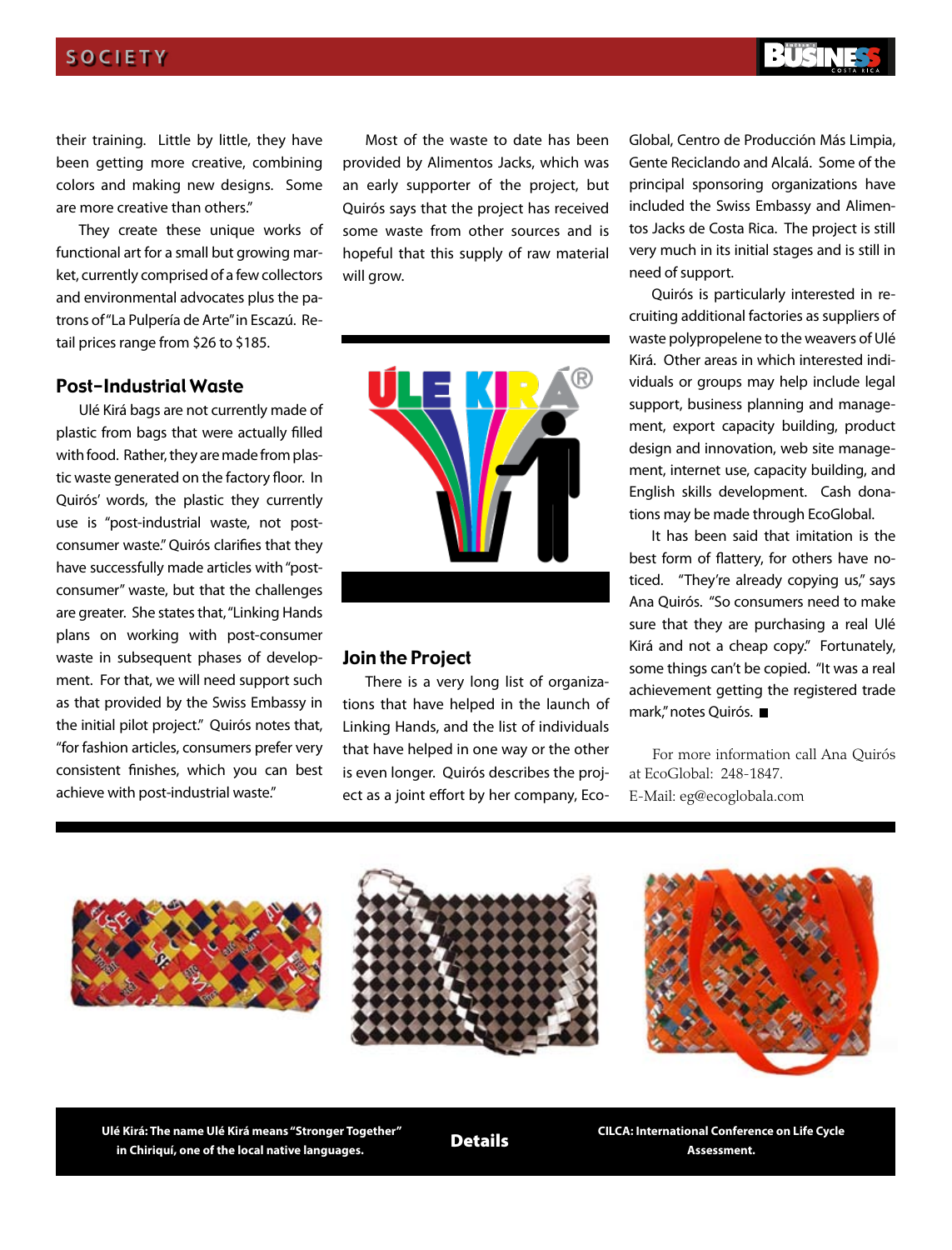their training. Little by little, they have been getting more creative, combining colors and making new designs. Some are more creative than others."

They create these unique works of functional art for a small but growing market, currently comprised of a few collectors and environmental advocates plus the patrons of "La Pulpería de Arte" in Escazú. Retail prices range from $26 to $185.

## Post-Industrial Waste

Ulé Kirá bags are not currently made of plastic from bags that were actually filled with food. Rather, they are made from plastic waste generated on the factory floor. In Quirós' words, the plastic they currently use is "post-industrial waste, not post-consumer waste." Quirós clarifies that they have successfully made articles with "post-consumer" waste, but that the challenges are greater. She states that, "Linking Hands plans on working with post-consumer waste in subsequent phases of development. For that, we will need support such as that provided by the Swiss Embassy in the initial pilot project." Quirós notes that, "for fashion articles, consumers prefer very consistent finishes, which you can best achieve with post-industrial waste."

Most of the waste to date has been provided by Alimentos Jacks, which was an early supporter of the project, but Quirós says that the project has received some waste from other sources and is hopeful that this supply of raw material will grow.

## Join the Project

There is a very long list of organizations that have helped in the launch of Linking Hands, and the list of individuals that have helped in one way or the other is even longer. Quirós describes the project as a joint effort by her company, EcoGlobal, Centro de Producción Más Limpia, Gente Reciclando and Alcalá. Some of the principal sponsoring organizations have included the Swiss Embassy and Alimentos Jacks de Costa Rica. The project is still very much in its initial stages and is still in need of support.

Quirós is particularly interested in recruiting additional factories as suppliers of waste polypropelene to the weavers of Ulé Kirá. Other areas in which interested individuals or groups may help include legal support, business planning and management, export capacity building, product design and innovation, web site management, internet use, capacity building, and English skills development. Cash donations may be made through EcoGlobal.

It has been said that imitation is the best form of flattery, for others have noticed. "They're already copying us," says Ana Quirós. "So consumers need to make sure that they are purchasing a real Ulé Kirá and not a cheap copy." Fortunately, some things can't be copied. "It was a real achievement getting the registered trade mark," notes Quirós. ■

For more information call Ana Quirós at EcoGlobal: 248-1847.
E-Mail: eg@ecoglobala.com

**Details**

**Ulé Kirá: The name Ulé Kirá means "Stronger Together" in Chiriquí, one of the local native languages.**

**CILCA: International Conference on Life Cycle Assessment.**